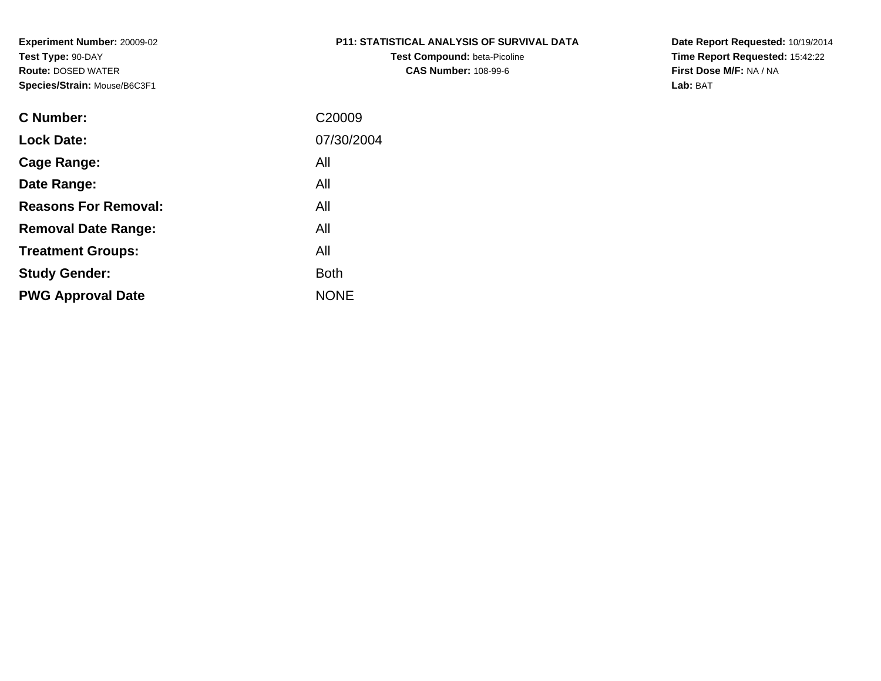**Experiment Number:** 20009-02
**Test Type:** 90-DAY
**Route:** DOSED WATER
**Species/Strain:** Mouse/B6C3F1

**P11: STATISTICAL ANALYSIS OF SURVIVAL DATA**
**Test Compound:** beta-Picoline
**CAS Number:** 108-99-6

**Date Report Requested:** 10/19/2014
**Time Report Requested:** 15:42:22
**First Dose M/F:** NA / NA
**Lab:** BAT

| | |
|---|---|
| **C Number:** | C20009 |
| **Lock Date:** | 07/30/2004 |
| **Cage Range:** | All |
| **Date Range:** | All |
| **Reasons For Removal:** | All |
| **Removal Date Range:** | All |
| **Treatment Groups:** | All |
| **Study Gender:** | Both |
| **PWG Approval Date** | NONE |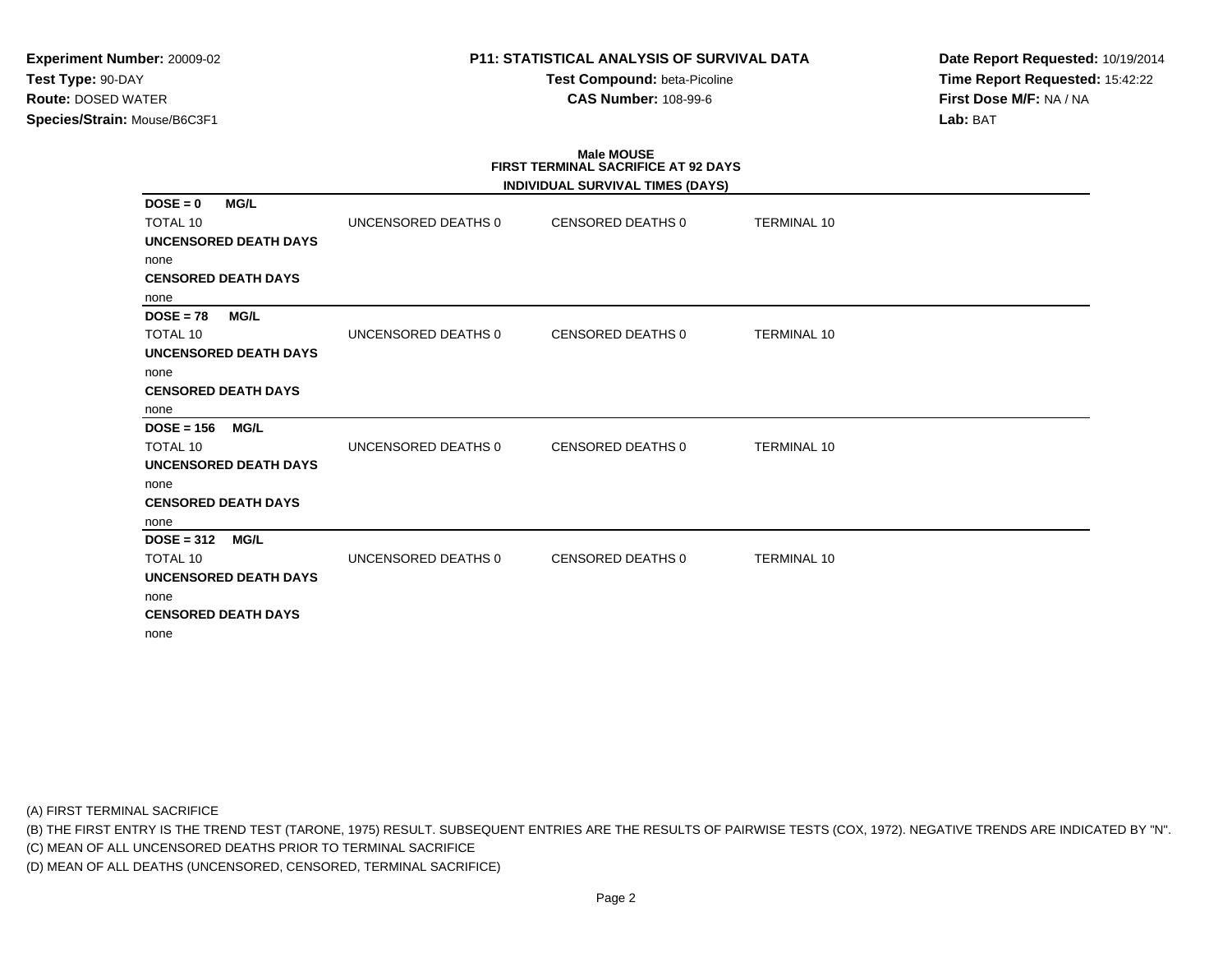**Experiment Number:** 20009-02
**Test Type:** 90-DAY
**Route:** DOSED WATER
**Species/Strain:** Mouse/B6C3F1

**P11: STATISTICAL ANALYSIS OF SURVIVAL DATA**
**Test Compound:** beta-Picoline
**CAS Number:** 108-99-6

**Date Report Requested:** 10/19/2014
**Time Report Requested:** 15:42:22
**First Dose M/F:** NA / NA
**Lab:** BAT

**Male MOUSE**
**FIRST TERMINAL SACRIFICE AT 92 DAYS**
**INDIVIDUAL SURVIVAL TIMES (DAYS)**

**DOSE = 0 MG/L**

| TOTAL 10 | UNCENSORED DEATHS 0 | CENSORED DEATHS 0 | TERMINAL 10 |
|---|---|---|---|

**UNCENSORED DEATH DAYS**
none
**CENSORED DEATH DAYS**
none

**DOSE = 78 MG/L**

| TOTAL 10 | UNCENSORED DEATHS 0 | CENSORED DEATHS 0 | TERMINAL 10 |
|---|---|---|---|

**UNCENSORED DEATH DAYS**
none
**CENSORED DEATH DAYS**
none

**DOSE = 156 MG/L**

| TOTAL 10 | UNCENSORED DEATHS 0 | CENSORED DEATHS 0 | TERMINAL 10 |
|---|---|---|---|

**UNCENSORED DEATH DAYS**
none
**CENSORED DEATH DAYS**
none

**DOSE = 312 MG/L**

| TOTAL 10 | UNCENSORED DEATHS 0 | CENSORED DEATHS 0 | TERMINAL 10 |
|---|---|---|---|

**UNCENSORED DEATH DAYS**
none
**CENSORED DEATH DAYS**
none

(A) FIRST TERMINAL SACRIFICE
(B) THE FIRST ENTRY IS THE TREND TEST (TARONE, 1975) RESULT. SUBSEQUENT ENTRIES ARE THE RESULTS OF PAIRWISE TESTS (COX, 1972). NEGATIVE TRENDS ARE INDICATED BY "N".
(C) MEAN OF ALL UNCENSORED DEATHS PRIOR TO TERMINAL SACRIFICE
(D) MEAN OF ALL DEATHS (UNCENSORED, CENSORED, TERMINAL SACRIFICE)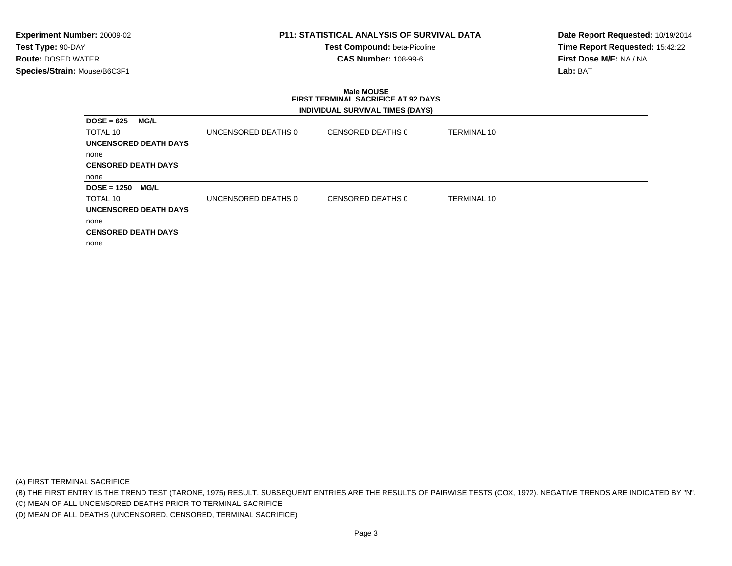**Experiment Number:** 20009-02
**Test Type:** 90-DAY
**Route:** DOSED WATER
**Species/Strain:** Mouse/B6C3F1

**P11: STATISTICAL ANALYSIS OF SURVIVAL DATA**
**Test Compound:** beta-Picoline
**CAS Number:** 108-99-6

**Date Report Requested:** 10/19/2014
**Time Report Requested:** 15:42:22
**First Dose M/F:** NA / NA
**Lab:** BAT

**Male MOUSE**
**FIRST TERMINAL SACRIFICE AT 92 DAYS**

**INDIVIDUAL SURVIVAL TIMES (DAYS)**

**DOSE = 625 MG/L**

TOTAL 10 | UNCENSORED DEATHS 0 | CENSORED DEATHS 0 | TERMINAL 10

**UNCENSORED DEATH DAYS**

none

**CENSORED DEATH DAYS**

none

**DOSE = 1250 MG/L**

TOTAL 10 | UNCENSORED DEATHS 0 | CENSORED DEATHS 0 | TERMINAL 10

**UNCENSORED DEATH DAYS**

none

**CENSORED DEATH DAYS**

none

(A) FIRST TERMINAL SACRIFICE
(B) THE FIRST ENTRY IS THE TREND TEST (TARONE, 1975) RESULT. SUBSEQUENT ENTRIES ARE THE RESULTS OF PAIRWISE TESTS (COX, 1972). NEGATIVE TRENDS ARE INDICATED BY "N".
(C) MEAN OF ALL UNCENSORED DEATHS PRIOR TO TERMINAL SACRIFICE
(D) MEAN OF ALL DEATHS (UNCENSORED, CENSORED, TERMINAL SACRIFICE)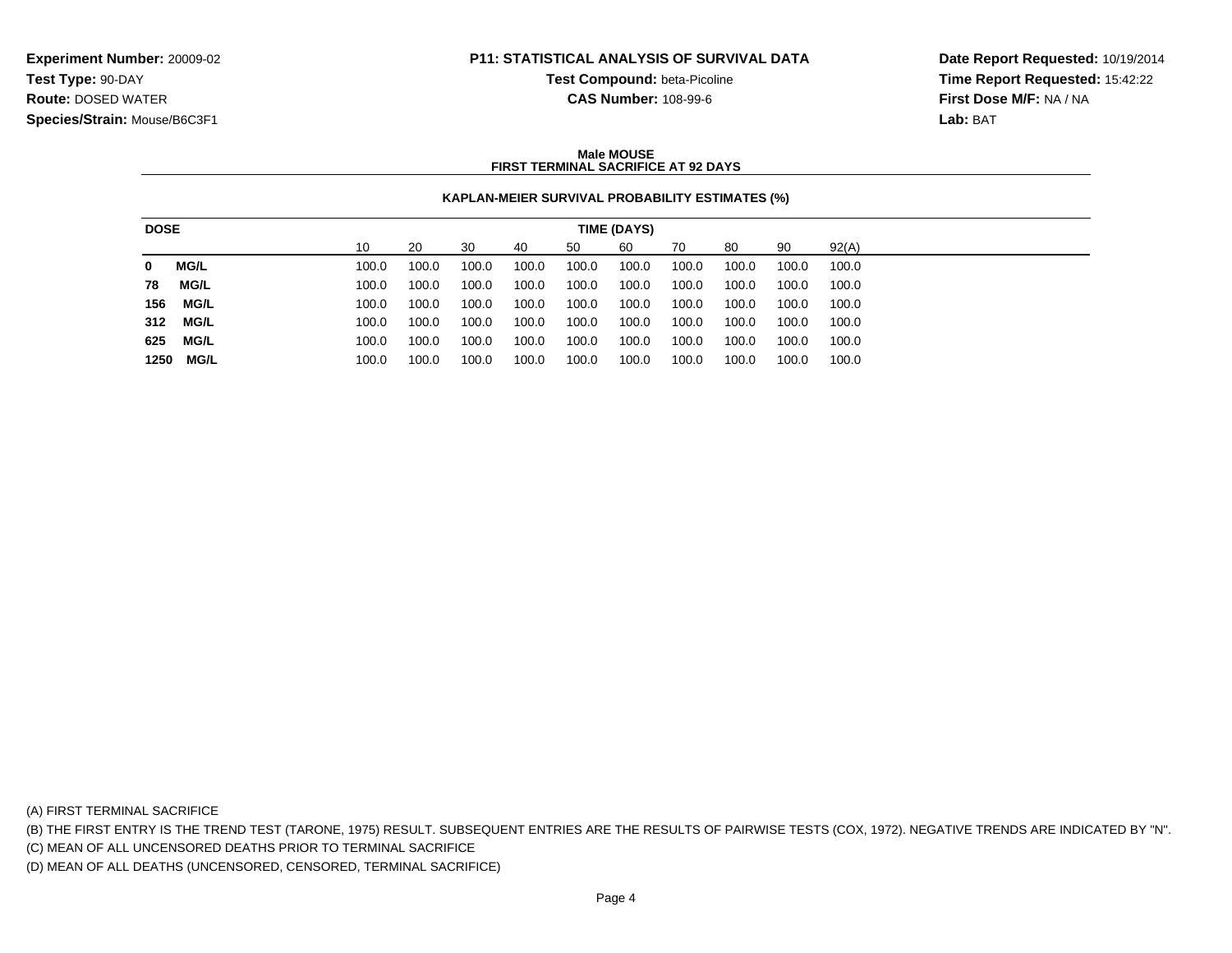**Experiment Number:** 20009-02
**Test Type:** 90-DAY
**Route:** DOSED WATER
**Species/Strain:** Mouse/B6C3F1

**P11: STATISTICAL ANALYSIS OF SURVIVAL DATA**
**Test Compound:** beta-Picoline
**CAS Number:** 108-99-6

**Date Report Requested:** 10/19/2014
**Time Report Requested:** 15:42:22
**First Dose M/F:** NA / NA
**Lab:** BAT

**Male MOUSE**
**FIRST TERMINAL SACRIFICE AT 92 DAYS**

**KAPLAN-MEIER SURVIVAL PROBABILITY ESTIMATES (%)**

| DOSE | TIME (DAYS) | | | | | | | | | |
|---|---|---|---|---|---|---|---|---|---|---|
| | 10 | 20 | 30 | 40 | 50 | 60 | 70 | 80 | 90 | 92(A) |
| **0 MG/L** | 100.0 | 100.0 | 100.0 | 100.0 | 100.0 | 100.0 | 100.0 | 100.0 | 100.0 | 100.0 |
| **78 MG/L** | 100.0 | 100.0 | 100.0 | 100.0 | 100.0 | 100.0 | 100.0 | 100.0 | 100.0 | 100.0 |
| **156 MG/L** | 100.0 | 100.0 | 100.0 | 100.0 | 100.0 | 100.0 | 100.0 | 100.0 | 100.0 | 100.0 |
| **312 MG/L** | 100.0 | 100.0 | 100.0 | 100.0 | 100.0 | 100.0 | 100.0 | 100.0 | 100.0 | 100.0 |
| **625 MG/L** | 100.0 | 100.0 | 100.0 | 100.0 | 100.0 | 100.0 | 100.0 | 100.0 | 100.0 | 100.0 |
| **1250 MG/L** | 100.0 | 100.0 | 100.0 | 100.0 | 100.0 | 100.0 | 100.0 | 100.0 | 100.0 | 100.0 |

(A) FIRST TERMINAL SACRIFICE
(B) THE FIRST ENTRY IS THE TREND TEST (TARONE, 1975) RESULT. SUBSEQUENT ENTRIES ARE THE RESULTS OF PAIRWISE TESTS (COX, 1972). NEGATIVE TRENDS ARE INDICATED BY "N".
(C) MEAN OF ALL UNCENSORED DEATHS PRIOR TO TERMINAL SACRIFICE
(D) MEAN OF ALL DEATHS (UNCENSORED, CENSORED, TERMINAL SACRIFICE)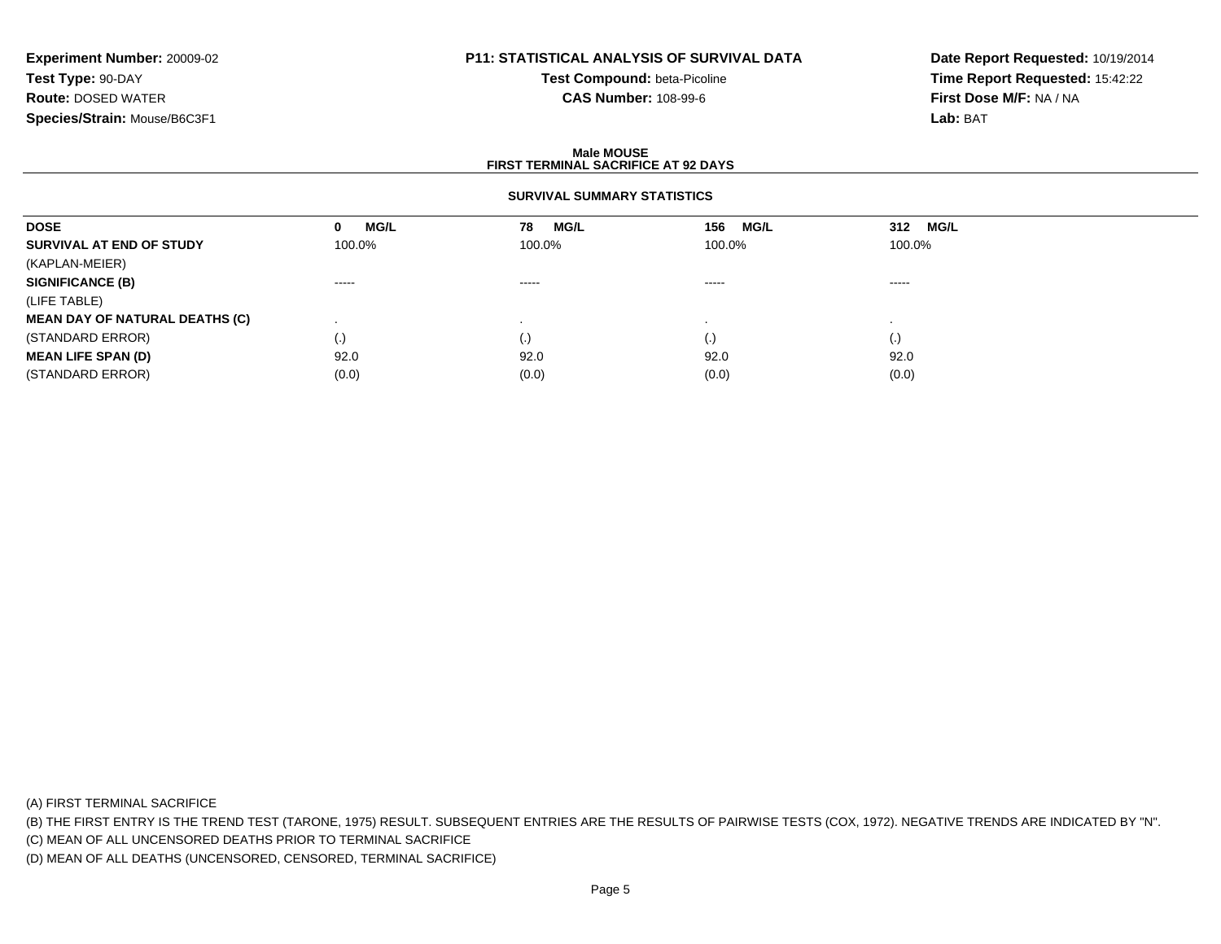**Experiment Number:** 20009-02
**Test Type:** 90-DAY
**Route:** DOSED WATER
**Species/Strain:** Mouse/B6C3F1

**P11: STATISTICAL ANALYSIS OF SURVIVAL DATA**
**Test Compound:** beta-Picoline
**CAS Number:** 108-99-6

**Date Report Requested:** 10/19/2014
**Time Report Requested:** 15:42:22
**First Dose M/F:** NA / NA
**Lab:** BAT

## Male MOUSE
## FIRST TERMINAL SACRIFICE AT 92 DAYS

### SURVIVAL SUMMARY STATISTICS

| DOSE | 0 MG/L | 78 MG/L | 156 MG/L | 312 MG/L |
|---|---|---|---|---|
| **SURVIVAL AT END OF STUDY** | 100.0% | 100.0% | 100.0% | 100.0% |
| (KAPLAN-MEIER) | | | | |
| **SIGNIFICANCE (B)** | ----- | ----- | ----- | ----- |
| (LIFE TABLE) | | | | |
| **MEAN DAY OF NATURAL DEATHS (C)** | . | . | . | . |
| (STANDARD ERROR) | (.) | (.) | (.) | (.) |
| **MEAN LIFE SPAN (D)** | 92.0 | 92.0 | 92.0 | 92.0 |
| (STANDARD ERROR) | (0.0) | (0.0) | (0.0) | (0.0) |

(A) FIRST TERMINAL SACRIFICE
(B) THE FIRST ENTRY IS THE TREND TEST (TARONE, 1975) RESULT. SUBSEQUENT ENTRIES ARE THE RESULTS OF PAIRWISE TESTS (COX, 1972). NEGATIVE TRENDS ARE INDICATED BY "N".
(C) MEAN OF ALL UNCENSORED DEATHS PRIOR TO TERMINAL SACRIFICE
(D) MEAN OF ALL DEATHS (UNCENSORED, CENSORED, TERMINAL SACRIFICE)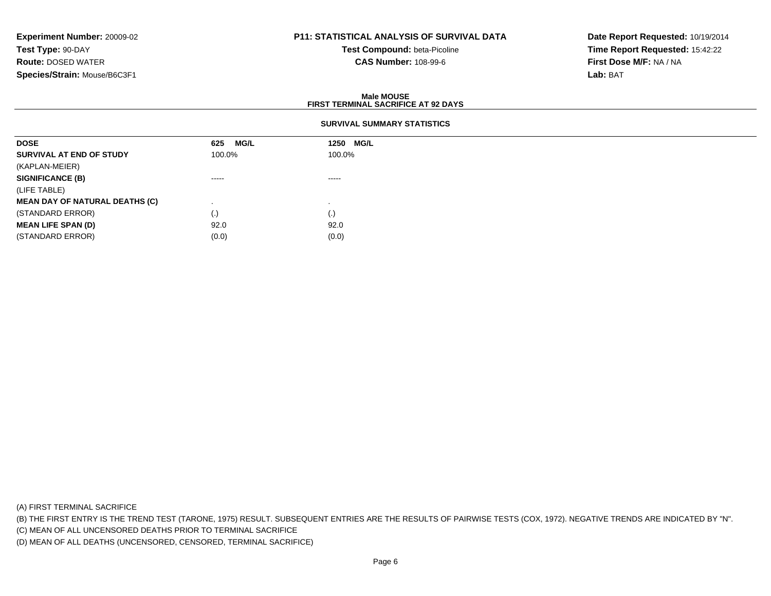**Experiment Number:** 20009-02
**Test Type:** 90-DAY
**Route:** DOSED WATER
**Species/Strain:** Mouse/B6C3F1

**P11: STATISTICAL ANALYSIS OF SURVIVAL DATA**
**Test Compound:** beta-Picoline
**CAS Number:** 108-99-6

**Date Report Requested:** 10/19/2014
**Time Report Requested:** 15:42:22
**First Dose M/F:** NA / NA
**Lab:** BAT

**Male MOUSE**
**FIRST TERMINAL SACRIFICE AT 92 DAYS**

**SURVIVAL SUMMARY STATISTICS**

| **DOSE** | **625 MG/L** | **1250 MG/L** |
|---|---|---|
| **SURVIVAL AT END OF STUDY** | 100.0% | 100.0% |
| (KAPLAN-MEIER) | | |
| **SIGNIFICANCE (B)** | ----- | ----- |
| (LIFE TABLE) | | |
| **MEAN DAY OF NATURAL DEATHS (C)** | . | . |
| (STANDARD ERROR) | (.) | (.) |
| **MEAN LIFE SPAN (D)** | 92.0 | 92.0 |
| (STANDARD ERROR) | (0.0) | (0.0) |

(A) FIRST TERMINAL SACRIFICE
(B) THE FIRST ENTRY IS THE TREND TEST (TARONE, 1975) RESULT. SUBSEQUENT ENTRIES ARE THE RESULTS OF PAIRWISE TESTS (COX, 1972). NEGATIVE TRENDS ARE INDICATED BY "N".
(C) MEAN OF ALL UNCENSORED DEATHS PRIOR TO TERMINAL SACRIFICE
(D) MEAN OF ALL DEATHS (UNCENSORED, CENSORED, TERMINAL SACRIFICE)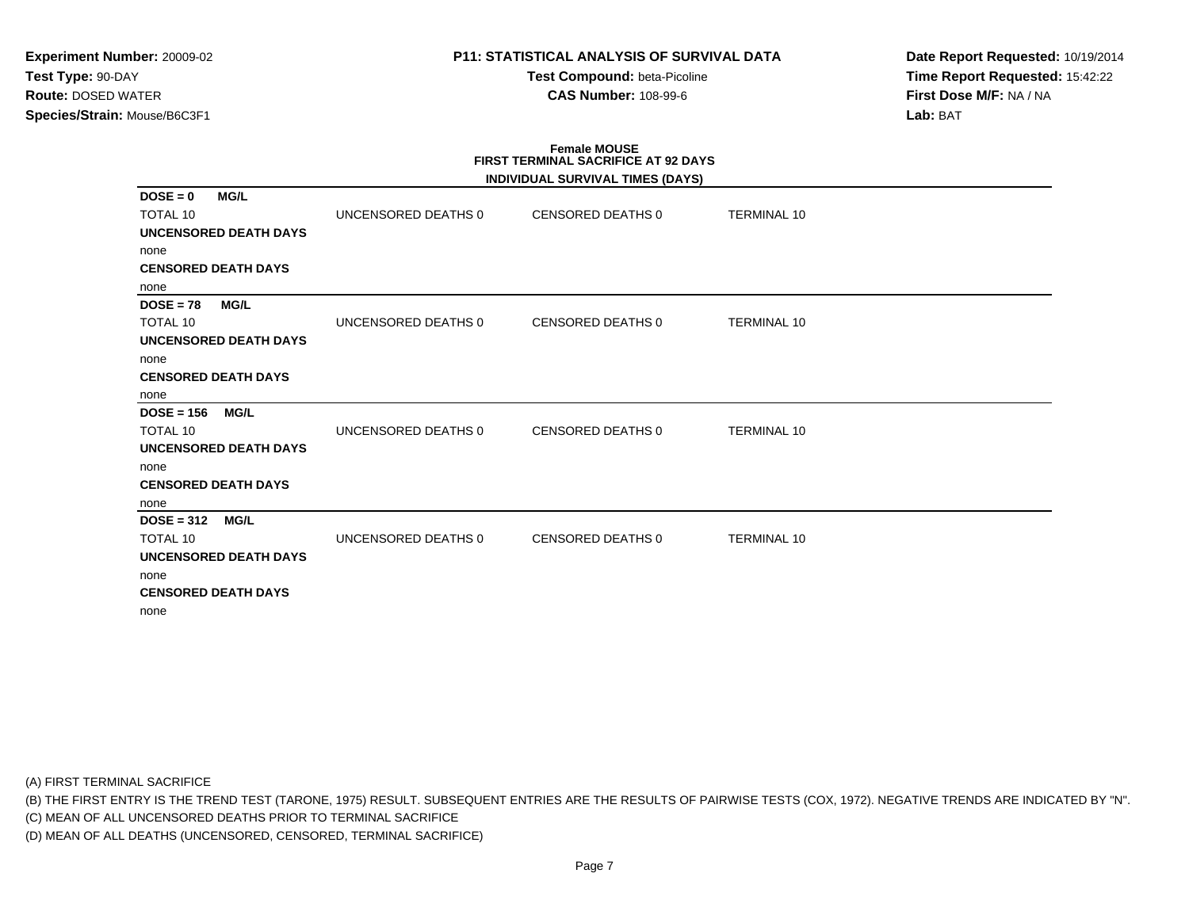**Experiment Number:** 20009-02
**Test Type:** 90-DAY
**Route:** DOSED WATER
**Species/Strain:** Mouse/B6C3F1

**P11: STATISTICAL ANALYSIS OF SURVIVAL DATA**
**Test Compound:** beta-Picoline
**CAS Number:** 108-99-6

**Date Report Requested:** 10/19/2014
**Time Report Requested:** 15:42:22
**First Dose M/F:** NA / NA
**Lab:** BAT

**Female MOUSE**
**FIRST TERMINAL SACRIFICE AT 92 DAYS**
**INDIVIDUAL SURVIVAL TIMES (DAYS)**

**DOSE = 0 MG/L**

| TOTAL 10 | UNCENSORED DEATHS 0 | CENSORED DEATHS 0 | TERMINAL 10 |
|---|---|---|---|

**UNCENSORED DEATH DAYS**
none
**CENSORED DEATH DAYS**
none

**DOSE = 78 MG/L**

| TOTAL 10 | UNCENSORED DEATHS 0 | CENSORED DEATHS 0 | TERMINAL 10 |
|---|---|---|---|

**UNCENSORED DEATH DAYS**
none
**CENSORED DEATH DAYS**
none

**DOSE = 156 MG/L**

| TOTAL 10 | UNCENSORED DEATHS 0 | CENSORED DEATHS 0 | TERMINAL 10 |
|---|---|---|---|

**UNCENSORED DEATH DAYS**
none
**CENSORED DEATH DAYS**
none

**DOSE = 312 MG/L**

| TOTAL 10 | UNCENSORED DEATHS 0 | CENSORED DEATHS 0 | TERMINAL 10 |
|---|---|---|---|

**UNCENSORED DEATH DAYS**
none
**CENSORED DEATH DAYS**
none

(A) FIRST TERMINAL SACRIFICE
(B) THE FIRST ENTRY IS THE TREND TEST (TARONE, 1975) RESULT. SUBSEQUENT ENTRIES ARE THE RESULTS OF PAIRWISE TESTS (COX, 1972). NEGATIVE TRENDS ARE INDICATED BY "N".
(C) MEAN OF ALL UNCENSORED DEATHS PRIOR TO TERMINAL SACRIFICE
(D) MEAN OF ALL DEATHS (UNCENSORED, CENSORED, TERMINAL SACRIFICE)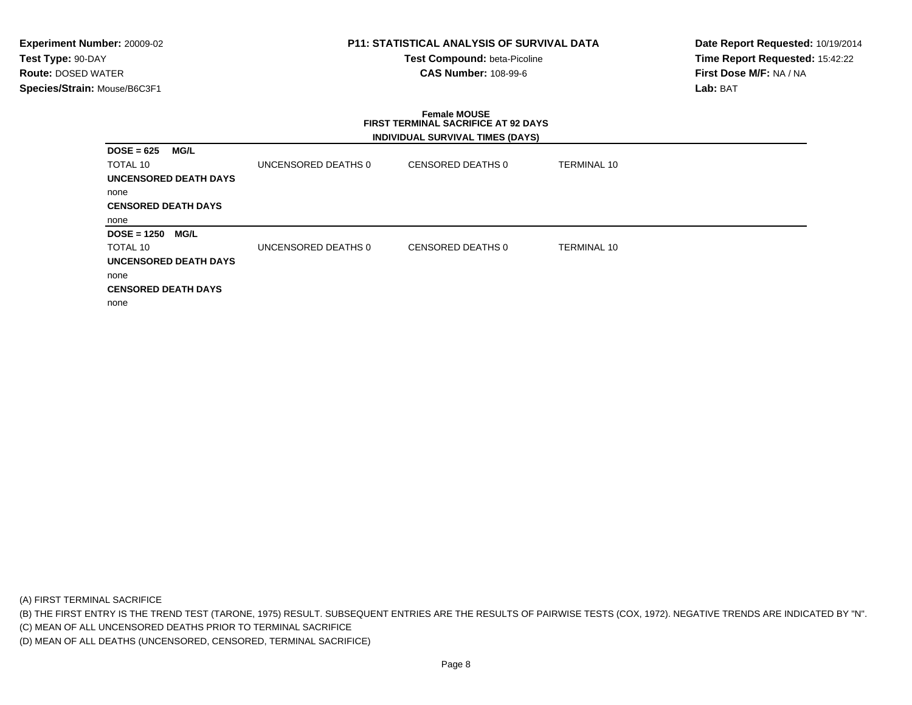**Experiment Number:** 20009-02
**Test Type:** 90-DAY
**Route:** DOSED WATER
**Species/Strain:** Mouse/B6C3F1

**P11: STATISTICAL ANALYSIS OF SURVIVAL DATA**
**Test Compound:** beta-Picoline
**CAS Number:** 108-99-6

**Date Report Requested:** 10/19/2014
**Time Report Requested:** 15:42:22
**First Dose M/F:** NA / NA
**Lab:** BAT

**Female MOUSE**
**FIRST TERMINAL SACRIFICE AT 92 DAYS**
**INDIVIDUAL SURVIVAL TIMES (DAYS)**

**DOSE = 625 MG/L**

| TOTAL 10 | UNCENSORED DEATHS 0 | CENSORED DEATHS 0 | TERMINAL 10 |
|---|---|---|---|

**UNCENSORED DEATH DAYS**

none

**CENSORED DEATH DAYS**

none

**DOSE = 1250 MG/L**

| TOTAL 10 | UNCENSORED DEATHS 0 | CENSORED DEATHS 0 | TERMINAL 10 |
|---|---|---|---|

**UNCENSORED DEATH DAYS**

none

**CENSORED DEATH DAYS**

none

(A) FIRST TERMINAL SACRIFICE
(B) THE FIRST ENTRY IS THE TREND TEST (TARONE, 1975) RESULT. SUBSEQUENT ENTRIES ARE THE RESULTS OF PAIRWISE TESTS (COX, 1972). NEGATIVE TRENDS ARE INDICATED BY "N".
(C) MEAN OF ALL UNCENSORED DEATHS PRIOR TO TERMINAL SACRIFICE
(D) MEAN OF ALL DEATHS (UNCENSORED, CENSORED, TERMINAL SACRIFICE)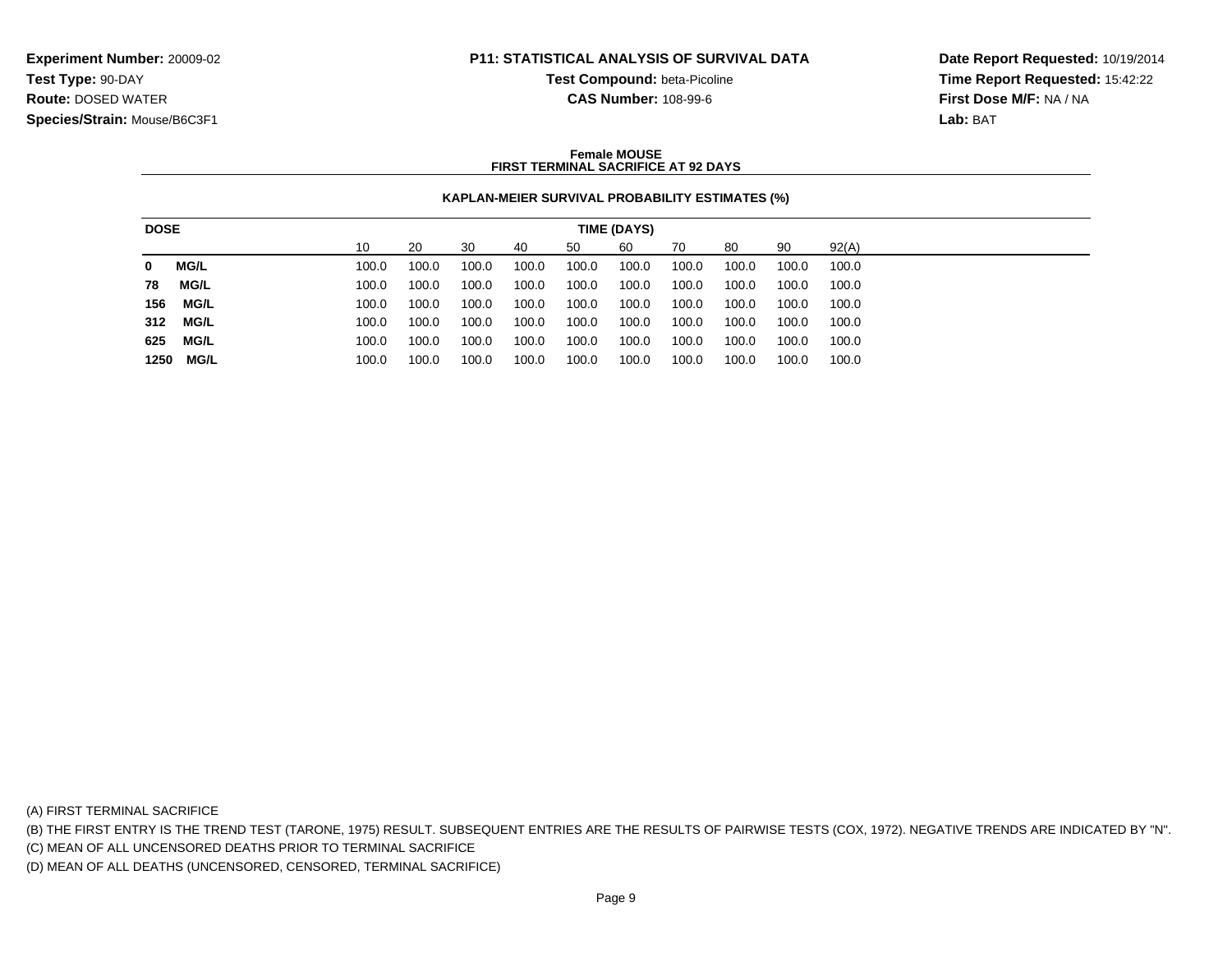**Experiment Number:** 20009-02
**Test Type:** 90-DAY
**Route:** DOSED WATER
**Species/Strain:** Mouse/B6C3F1

**P11: STATISTICAL ANALYSIS OF SURVIVAL DATA**
**Test Compound:** beta-Picoline
**CAS Number:** 108-99-6

**Date Report Requested:** 10/19/2014
**Time Report Requested:** 15:42:22
**First Dose M/F:** NA / NA
**Lab:** BAT

**Female MOUSE**
**FIRST TERMINAL SACRIFICE AT 92 DAYS**

**KAPLAN-MEIER SURVIVAL PROBABILITY ESTIMATES (%)**

| DOSE | TIME (DAYS) | | | | | | | | | |
|---|---|---|---|---|---|---|---|---|---|---|
| | 10 | 20 | 30 | 40 | 50 | 60 | 70 | 80 | 90 | 92(A) |
| **0 MG/L** | 100.0 | 100.0 | 100.0 | 100.0 | 100.0 | 100.0 | 100.0 | 100.0 | 100.0 | 100.0 |
| **78 MG/L** | 100.0 | 100.0 | 100.0 | 100.0 | 100.0 | 100.0 | 100.0 | 100.0 | 100.0 | 100.0 |
| **156 MG/L** | 100.0 | 100.0 | 100.0 | 100.0 | 100.0 | 100.0 | 100.0 | 100.0 | 100.0 | 100.0 |
| **312 MG/L** | 100.0 | 100.0 | 100.0 | 100.0 | 100.0 | 100.0 | 100.0 | 100.0 | 100.0 | 100.0 |
| **625 MG/L** | 100.0 | 100.0 | 100.0 | 100.0 | 100.0 | 100.0 | 100.0 | 100.0 | 100.0 | 100.0 |
| **1250 MG/L** | 100.0 | 100.0 | 100.0 | 100.0 | 100.0 | 100.0 | 100.0 | 100.0 | 100.0 | 100.0 |

(A) FIRST TERMINAL SACRIFICE
(B) THE FIRST ENTRY IS THE TREND TEST (TARONE, 1975) RESULT. SUBSEQUENT ENTRIES ARE THE RESULTS OF PAIRWISE TESTS (COX, 1972). NEGATIVE TRENDS ARE INDICATED BY "N".
(C) MEAN OF ALL UNCENSORED DEATHS PRIOR TO TERMINAL SACRIFICE
(D) MEAN OF ALL DEATHS (UNCENSORED, CENSORED, TERMINAL SACRIFICE)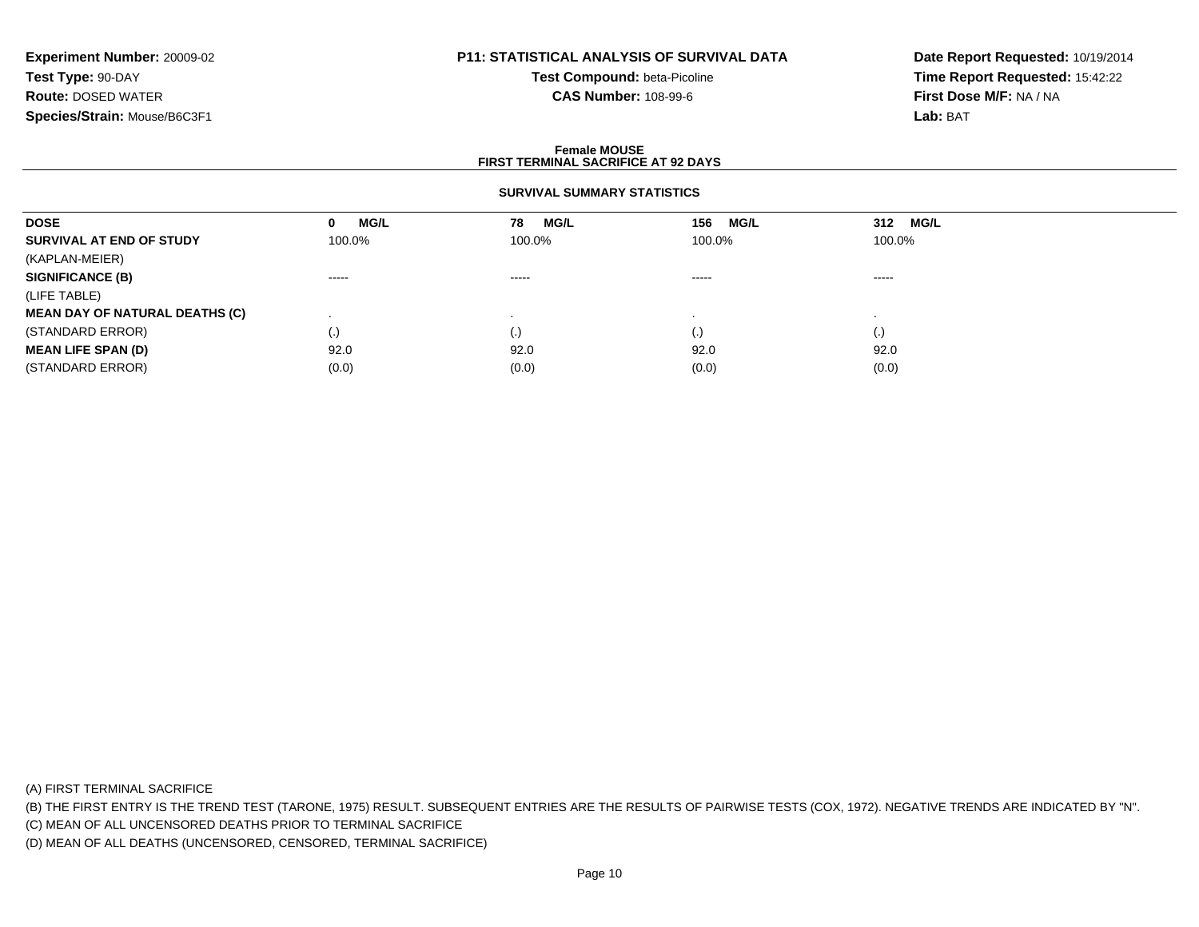**Experiment Number:** 20009-02
**Test Type:** 90-DAY
**Route:** DOSED WATER
**Species/Strain:** Mouse/B6C3F1

**P11: STATISTICAL ANALYSIS OF SURVIVAL DATA**
**Test Compound:** beta-Picoline
**CAS Number:** 108-99-6

**Date Report Requested:** 10/19/2014
**Time Report Requested:** 15:42:22
**First Dose M/F:** NA / NA
**Lab:** BAT

## Female MOUSE
## FIRST TERMINAL SACRIFICE AT 92 DAYS

### SURVIVAL SUMMARY STATISTICS

| DOSE | 0 MG/L | 78 MG/L | 156 MG/L | 312 MG/L |
|---|---|---|---|---|
| **SURVIVAL AT END OF STUDY** | 100.0% | 100.0% | 100.0% | 100.0% |
| (KAPLAN-MEIER) | | | | |
| **SIGNIFICANCE (B)** | ----- | ----- | ----- | ----- |
| (LIFE TABLE) | | | | |
| **MEAN DAY OF NATURAL DEATHS (C)** | . | . | . | . |
| (STANDARD ERROR) | (.) | (.) | (.) | (.) |
| **MEAN LIFE SPAN (D)** | 92.0 | 92.0 | 92.0 | 92.0 |
| (STANDARD ERROR) | (0.0) | (0.0) | (0.0) | (0.0) |

(A) FIRST TERMINAL SACRIFICE
(B) THE FIRST ENTRY IS THE TREND TEST (TARONE, 1975) RESULT. SUBSEQUENT ENTRIES ARE THE RESULTS OF PAIRWISE TESTS (COX, 1972). NEGATIVE TRENDS ARE INDICATED BY "N".
(C) MEAN OF ALL UNCENSORED DEATHS PRIOR TO TERMINAL SACRIFICE
(D) MEAN OF ALL DEATHS (UNCENSORED, CENSORED, TERMINAL SACRIFICE)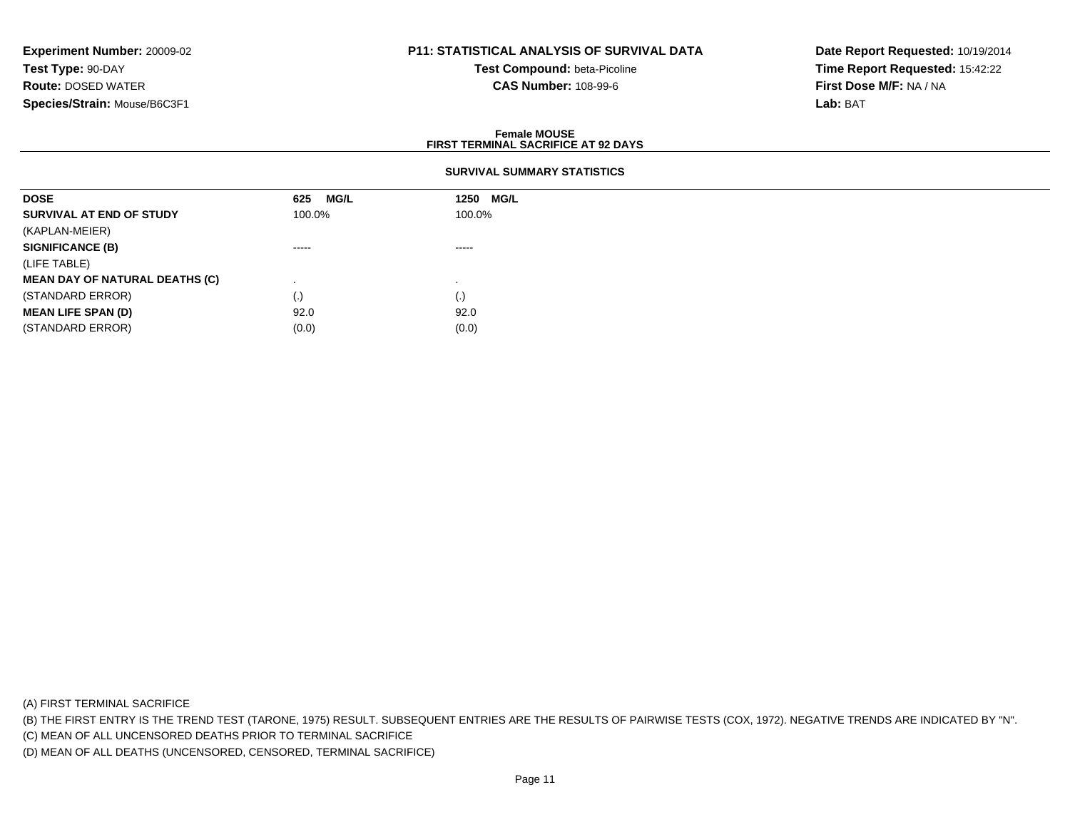**Experiment Number:** 20009-02
**Test Type:** 90-DAY
**Route:** DOSED WATER
**Species/Strain:** Mouse/B6C3F1

**P11: STATISTICAL ANALYSIS OF SURVIVAL DATA**
**Test Compound:** beta-Picoline
**CAS Number:** 108-99-6

**Date Report Requested:** 10/19/2014
**Time Report Requested:** 15:42:22
**First Dose M/F:** NA / NA
**Lab:** BAT

**Female MOUSE**
**FIRST TERMINAL SACRIFICE AT 92 DAYS**

**SURVIVAL SUMMARY STATISTICS**

| **DOSE** | **625 MG/L** | **1250 MG/L** |
|---|---|---|
| **SURVIVAL AT END OF STUDY** | 100.0% | 100.0% |
| (KAPLAN-MEIER) | | |
| **SIGNIFICANCE (B)** | ----- | ----- |
| (LIFE TABLE) | | |
| **MEAN DAY OF NATURAL DEATHS (C)** | . | . |
| (STANDARD ERROR) | (.) | (.) |
| **MEAN LIFE SPAN (D)** | 92.0 | 92.0 |
| (STANDARD ERROR) | (0.0) | (0.0) |

(A) FIRST TERMINAL SACRIFICE
(B) THE FIRST ENTRY IS THE TREND TEST (TARONE, 1975) RESULT. SUBSEQUENT ENTRIES ARE THE RESULTS OF PAIRWISE TESTS (COX, 1972). NEGATIVE TRENDS ARE INDICATED BY "N".
(C) MEAN OF ALL UNCENSORED DEATHS PRIOR TO TERMINAL SACRIFICE
(D) MEAN OF ALL DEATHS (UNCENSORED, CENSORED, TERMINAL SACRIFICE)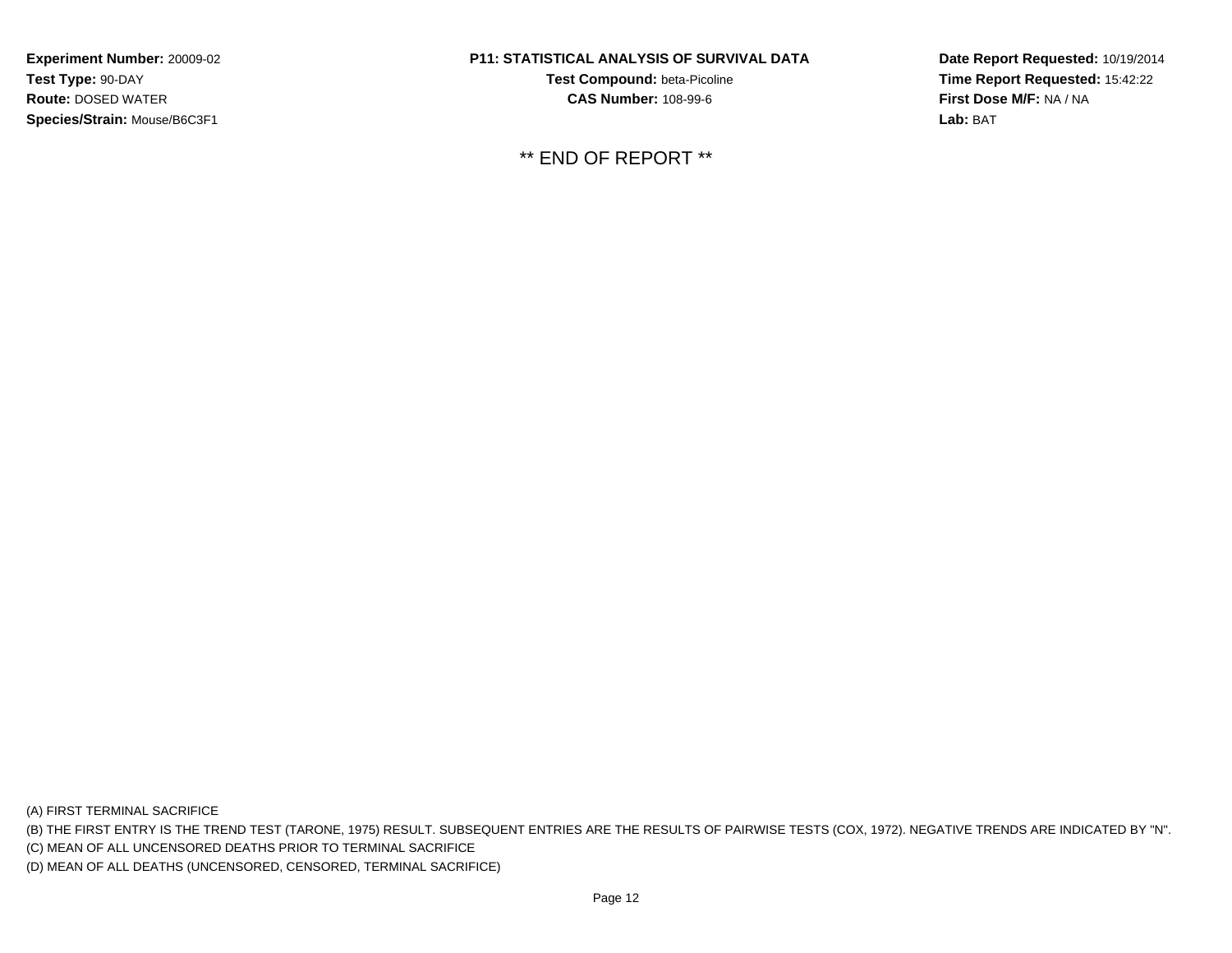**Experiment Number:** 20009-02
**Test Type:** 90-DAY
**Route:** DOSED WATER
**Species/Strain:** Mouse/B6C3F1

**P11: STATISTICAL ANALYSIS OF SURVIVAL DATA**
**Test Compound:** beta-Picoline
**CAS Number:** 108-99-6

**Date Report Requested:** 10/19/2014
**Time Report Requested:** 15:42:22
**First Dose M/F:** NA / NA
**Lab:** BAT

** END OF REPORT **

(A) FIRST TERMINAL SACRIFICE
(B) THE FIRST ENTRY IS THE TREND TEST (TARONE, 1975) RESULT. SUBSEQUENT ENTRIES ARE THE RESULTS OF PAIRWISE TESTS (COX, 1972). NEGATIVE TRENDS ARE INDICATED BY "N".
(C) MEAN OF ALL UNCENSORED DEATHS PRIOR TO TERMINAL SACRIFICE
(D) MEAN OF ALL DEATHS (UNCENSORED, CENSORED, TERMINAL SACRIFICE)